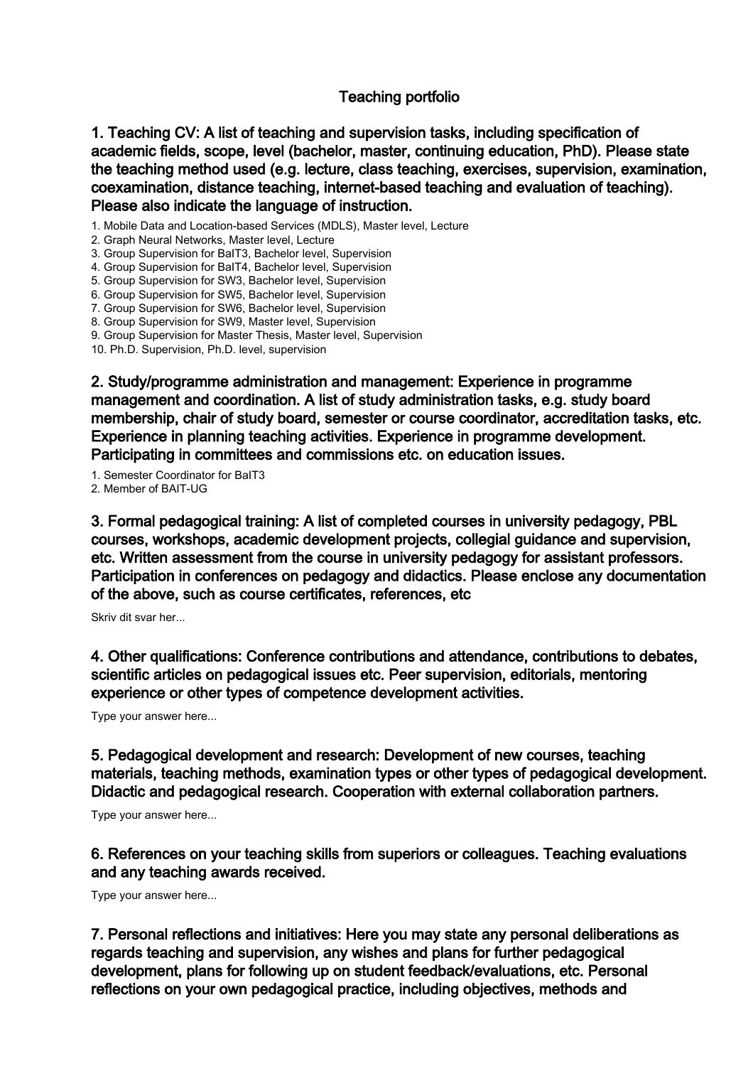# Teaching portfolio

## 1. Teaching CV: A list of teaching and supervision tasks, including specification of academic fields, scope, level (bachelor, master, continuing education, PhD). Please state the teaching method used (e.g. lecture, class teaching, exercises, supervision, examination, coexamination, distance teaching, internet-based teaching and evaluation of teaching). Please also indicate the language of instruction.

1. Mobile Data and Location-based Services (MDLS), Master level, Lecture
2. Graph Neural Networks, Master level, Lecture
3. Group Supervision for BaIT3, Bachelor level, Supervision
4. Group Supervision for BaIT4, Bachelor level, Supervision
5. Group Supervision for SW3, Bachelor level, Supervision
6. Group Supervision for SW5, Bachelor level, Supervision
7. Group Supervision for SW6, Bachelor level, Supervision
8. Group Supervision for SW9, Master level, Supervision
9. Group Supervision for Master Thesis, Master level, Supervision
10. Ph.D. Supervision, Ph.D. level, supervision

## 2. Study/programme administration and management: Experience in programme management and coordination. A list of study administration tasks, e.g. study board membership, chair of study board, semester or course coordinator, accreditation tasks, etc. Experience in planning teaching activities. Experience in programme development. Participating in committees and commissions etc. on education issues.

1. Semester Coordinator for BaIT3
2. Member of BAIT-UG

## 3. Formal pedagogical training: A list of completed courses in university pedagogy, PBL courses, workshops, academic development projects, collegial guidance and supervision, etc. Written assessment from the course in university pedagogy for assistant professors. Participation in conferences on pedagogy and didactics. Please enclose any documentation of the above, such as course certificates, references, etc

Skriv dit svar her...

## 4. Other qualifications: Conference contributions and attendance, contributions to debates, scientific articles on pedagogical issues etc. Peer supervision, editorials, mentoring experience or other types of competence development activities.

Type your answer here...

## 5. Pedagogical development and research: Development of new courses, teaching materials, teaching methods, examination types or other types of pedagogical development. Didactic and pedagogical research. Cooperation with external collaboration partners.

Type your answer here...

## 6. References on your teaching skills from superiors or colleagues. Teaching evaluations and any teaching awards received.

Type your answer here...

## 7. Personal reflections and initiatives: Here you may state any personal deliberations as regards teaching and supervision, any wishes and plans for further pedagogical development, plans for following up on student feedback/evaluations, etc. Personal reflections on your own pedagogical practice, including objectives, methods and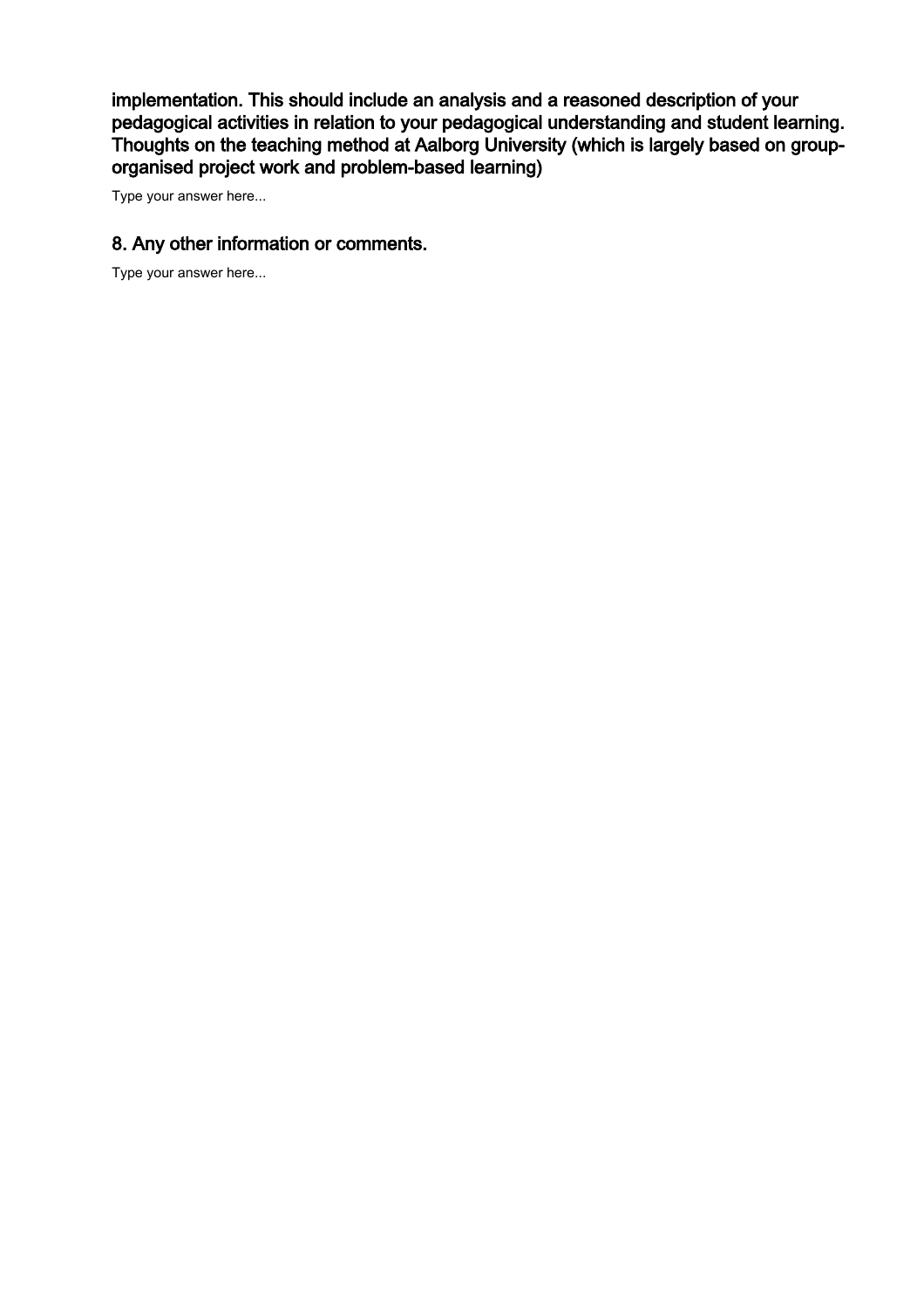implementation. This should include an analysis and a reasoned description of your pedagogical activities in relation to your pedagogical understanding and student learning. Thoughts on the teaching method at Aalborg University (which is largely based on group-organised project work and problem-based learning)

Type your answer here...

## 8. Any other information or comments.

Type your answer here...